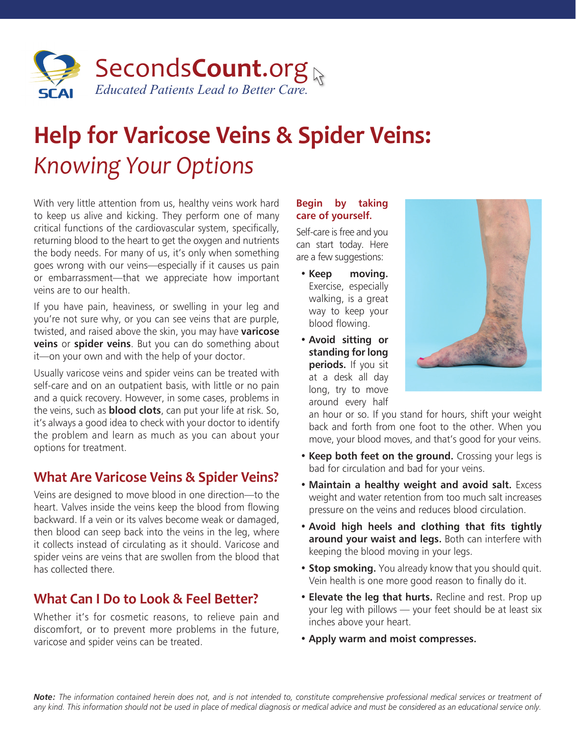SecondsCount.org

*Educated Patients Lead to Better Care.*

# Help for Varicose Veins & Spider Veins: *Knowing Your Options*

With very little attention from us, healthy veins work hard to keep us alive and kicking. They perform one of many critical functions of the cardiovascular system, specifically, returning blood to the heart to get the oxygen and nutrients the body needs. For many of us, it's only when something goes wrong with our veins—especially if it causes us pain or embarrassment—that we appreciate how important veins are to our health.

If you have pain, heaviness, or swelling in your leg and you're not sure why, or you can see veins that are purple, twisted, and raised above the skin, you may have **varicose veins** or **spider veins**. But you can do something about it—on your own and with the help of your doctor.

Usually varicose veins and spider veins can be treated with self-care and on an outpatient basis, with little or no pain and a quick recovery. However, in some cases, problems in the veins, such as **blood clots**, can put your life at risk. So, it's always a good idea to check with your doctor to identify the problem and learn as much as you can about your options for treatment.

## What Are Varicose Veins & Spider Veins?

Veins are designed to move blood in one direction—to the heart. Valves inside the veins keep the blood from flowing backward. If a vein or its valves become weak or damaged, then blood can seep back into the veins in the leg, where it collects instead of circulating as it should. Varicose and spider veins are veins that are swollen from the blood that has collected there.

## What Can I Do to Look & Feel Better?

Whether it's for cosmetic reasons, to relieve pain and discomfort, or to prevent more problems in the future, varicose and spider veins can be treated.

### Begin by taking care of yourself.

Self-care is free and you can start today. Here are a few suggestions:

- **Keep moving.** Exercise, especially walking, is a great way to keep your blood flowing.
- **Avoid sitting or standing for long periods.** If you sit at a desk all day long, try to move around every half an hour or so. If you stand for hours, shift your weight back and forth from one foot to the other. When you move, your blood moves, and that's good for your veins.
- **Keep both feet on the ground.** Crossing your legs is bad for circulation and bad for your veins.
- **Maintain a healthy weight and avoid salt.** Excess weight and water retention from too much salt increases pressure on the veins and reduces blood circulation.
- **Avoid high heels and clothing that fits tightly around your waist and legs.** Both can interfere with keeping the blood moving in your legs.
- **Stop smoking.** You already know that you should quit. Vein health is one more good reason to finally do it.
- **Elevate the leg that hurts.** Recline and rest. Prop up your leg with pillows — your feet should be at least six inches above your heart.
- **Apply warm and moist compresses.**

***Note:*** *The information contained herein does not, and is not intended to, constitute comprehensive professional medical services or treatment of any kind. This information should not be used in place of medical diagnosis or medical advice and must be considered as an educational service only.*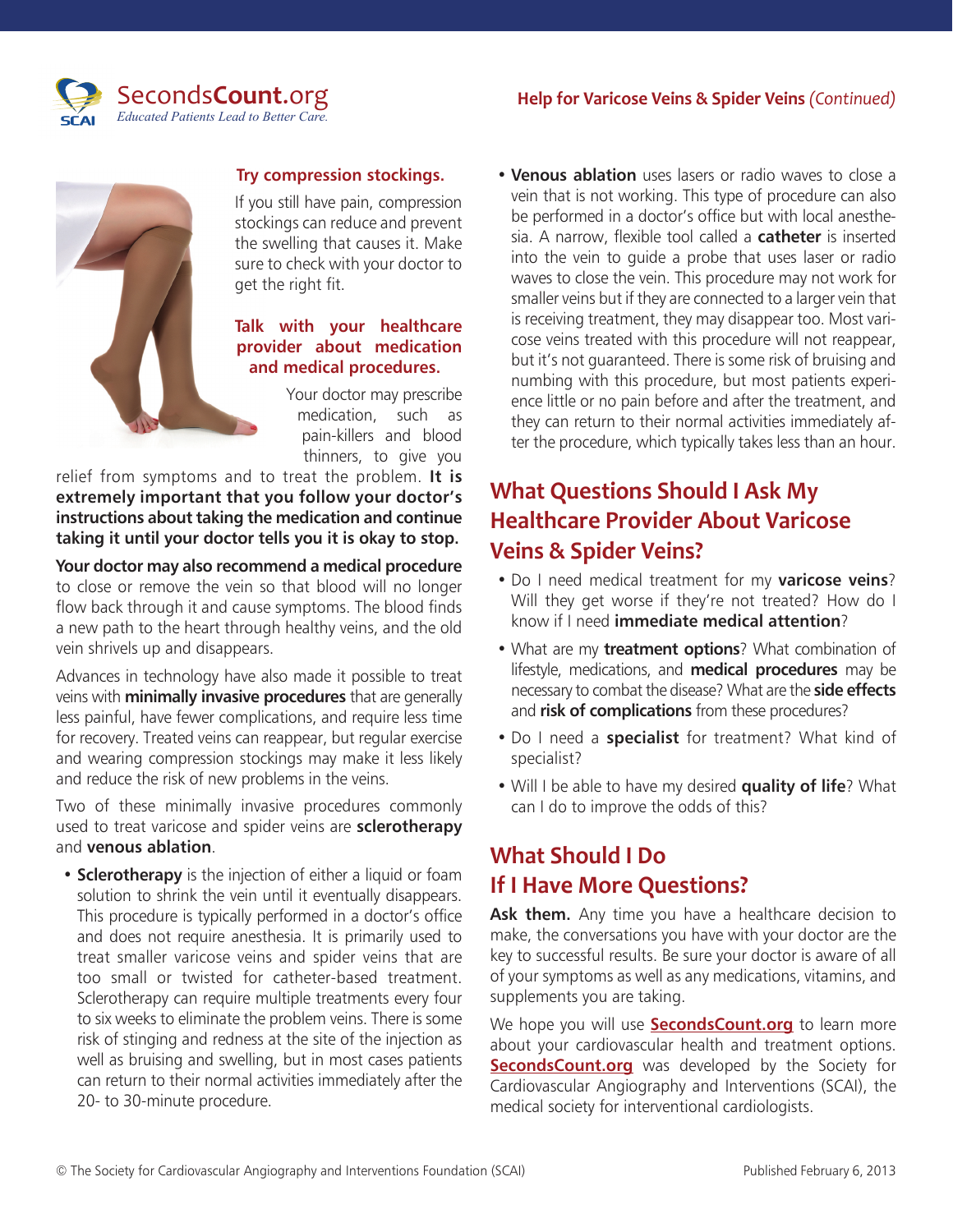### Try compression stockings.

If you still have pain, compression stockings can reduce and prevent the swelling that causes it. Make sure to check with your doctor to get the right fit.

### Talk with your healthcare provider about medication and medical procedures.

Your doctor may prescribe medication, such as pain-killers and blood thinners, to give you relief from symptoms and to treat the problem. **It is extremely important that you follow your doctor's instructions about taking the medication and continue taking it until your doctor tells you it is okay to stop.**

**Your doctor may also recommend a medical procedure** to close or remove the vein so that blood will no longer flow back through it and cause symptoms. The blood finds a new path to the heart through healthy veins, and the old vein shrivels up and disappears.

Advances in technology have also made it possible to treat veins with **minimally invasive procedures** that are generally less painful, have fewer complications, and require less time for recovery. Treated veins can reappear, but regular exercise and wearing compression stockings may make it less likely and reduce the risk of new problems in the veins.

Two of these minimally invasive procedures commonly used to treat varicose and spider veins are **sclerotherapy** and **venous ablation**.

- **Sclerotherapy** is the injection of either a liquid or foam solution to shrink the vein until it eventually disappears. This procedure is typically performed in a doctor's office and does not require anesthesia. It is primarily used to treat smaller varicose veins and spider veins that are too small or twisted for catheter-based treatment. Sclerotherapy can require multiple treatments every four to six weeks to eliminate the problem veins. There is some risk of stinging and redness at the site of the injection as well as bruising and swelling, but in most cases patients can return to their normal activities immediately after the 20- to 30-minute procedure.
- **Venous ablation** uses lasers or radio waves to close a vein that is not working. This type of procedure can also be performed in a doctor's office but with local anesthesia. A narrow, flexible tool called a **catheter** is inserted into the vein to guide a probe that uses laser or radio waves to close the vein. This procedure may not work for smaller veins but if they are connected to a larger vein that is receiving treatment, they may disappear too. Most varicose veins treated with this procedure will not reappear, but it's not guaranteed. There is some risk of bruising and numbing with this procedure, but most patients experience little or no pain before and after the treatment, and they can return to their normal activities immediately after the procedure, which typically takes less than an hour.

## What Questions Should I Ask My Healthcare Provider About Varicose Veins & Spider Veins?

- Do I need medical treatment for my **varicose veins**? Will they get worse if they're not treated? How do I know if I need **immediate medical attention**?
- What are my **treatment options**? What combination of lifestyle, medications, and **medical procedures** may be necessary to combat the disease? What are the **side effects** and **risk of complications** from these procedures?
- Do I need a **specialist** for treatment? What kind of specialist?
- Will I be able to have my desired **quality of life**? What can I do to improve the odds of this?

## What Should I Do If I Have More Questions?

**Ask them.** Any time you have a healthcare decision to make, the conversations you have with your doctor are the key to successful results. Be sure your doctor is aware of all of your symptoms as well as any medications, vitamins, and supplements you are taking.

We hope you will use **SecondsCount.org** to learn more about your cardiovascular health and treatment options. **SecondsCount.org** was developed by the Society for Cardiovascular Angiography and Interventions (SCAI), the medical society for interventional cardiologists.

© The Society for Cardiovascular Angiography and Interventions Foundation (SCAI) Published February 6, 2013